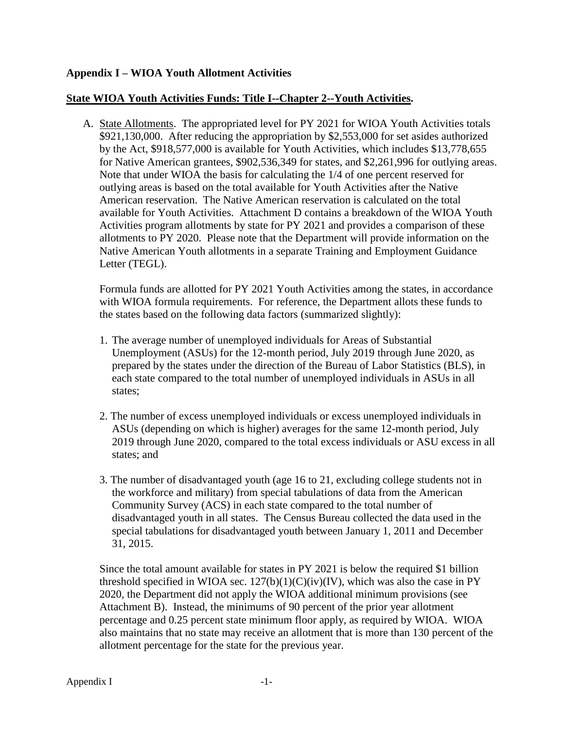**Appendix I – WIOA Youth Allotment Activities**

**State WIOA Youth Activities Funds: Title I--Chapter 2--Youth Activities.**

A. State Allotments. The appropriated level for PY 2021 for WIOA Youth Activities totals \$921,130,000. After reducing the appropriation by \$2,553,000 for set asides authorized by the Act, \$918,577,000 is available for Youth Activities, which includes \$13,778,655 for Native American grantees, \$902,536,349 for states, and \$2,261,996 for outlying areas. Note that under WIOA the basis for calculating the 1/4 of one percent reserved for outlying areas is based on the total available for Youth Activities after the Native American reservation. The Native American reservation is calculated on the total available for Youth Activities. Attachment D contains a breakdown of the WIOA Youth Activities program allotments by state for PY 2021 and provides a comparison of these allotments to PY 2020. Please note that the Department will provide information on the Native American Youth allotments in a separate Training and Employment Guidance Letter (TEGL).

   Formula funds are allotted for PY 2021 Youth Activities among the states, in accordance with WIOA formula requirements. For reference, the Department allots these funds to the states based on the following data factors (summarized slightly):

   1. The average number of unemployed individuals for Areas of Substantial Unemployment (ASUs) for the 12-month period, July 2019 through June 2020, as prepared by the states under the direction of the Bureau of Labor Statistics (BLS), in each state compared to the total number of unemployed individuals in ASUs in all states;

   2. The number of excess unemployed individuals or excess unemployed individuals in ASUs (depending on which is higher) averages for the same 12-month period, July 2019 through June 2020, compared to the total excess individuals or ASU excess in all states; and

   3. The number of disadvantaged youth (age 16 to 21, excluding college students not in the workforce and military) from special tabulations of data from the American Community Survey (ACS) in each state compared to the total number of disadvantaged youth in all states. The Census Bureau collected the data used in the special tabulations for disadvantaged youth between January 1, 2011 and December 31, 2015.

   Since the total amount available for states in PY 2021 is below the required \$1 billion threshold specified in WIOA sec. 127(b)(1)(C)(iv)(IV), which was also the case in PY 2020, the Department did not apply the WIOA additional minimum provisions (see Attachment B). Instead, the minimums of 90 percent of the prior year allotment percentage and 0.25 percent state minimum floor apply, as required by WIOA. WIOA also maintains that no state may receive an allotment that is more than 130 percent of the allotment percentage for the state for the previous year.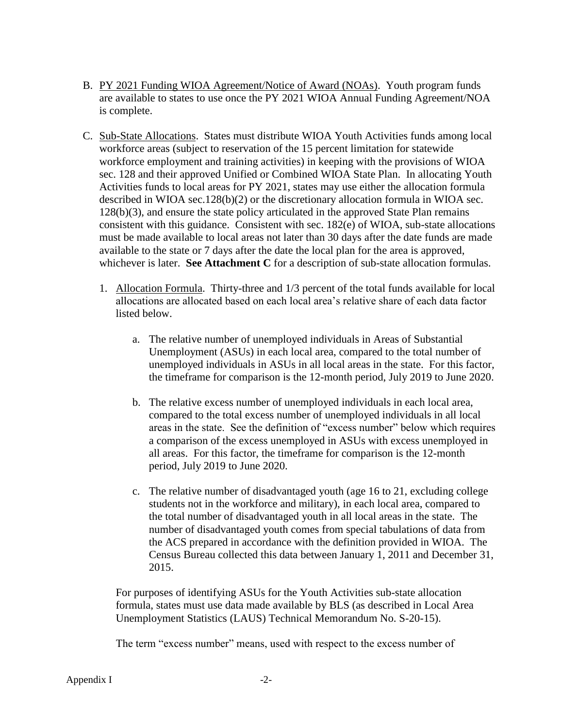B. PY 2021 Funding WIOA Agreement/Notice of Award (NOAs). Youth program funds are available to states to use once the PY 2021 WIOA Annual Funding Agreement/NOA is complete.

C. Sub-State Allocations. States must distribute WIOA Youth Activities funds among local workforce areas (subject to reservation of the 15 percent limitation for statewide workforce employment and training activities) in keeping with the provisions of WIOA sec. 128 and their approved Unified or Combined WIOA State Plan. In allocating Youth Activities funds to local areas for PY 2021, states may use either the allocation formula described in WIOA sec.128(b)(2) or the discretionary allocation formula in WIOA sec. 128(b)(3), and ensure the state policy articulated in the approved State Plan remains consistent with this guidance. Consistent with sec. 182(e) of WIOA, sub-state allocations must be made available to local areas not later than 30 days after the date funds are made available to the state or 7 days after the date the local plan for the area is approved, whichever is later. **See Attachment C** for a description of sub-state allocation formulas.

   1. Allocation Formula. Thirty-three and 1/3 percent of the total funds available for local allocations are allocated based on each local area's relative share of each data factor listed below.

      a. The relative number of unemployed individuals in Areas of Substantial Unemployment (ASUs) in each local area, compared to the total number of unemployed individuals in ASUs in all local areas in the state. For this factor, the timeframe for comparison is the 12-month period, July 2019 to June 2020.

      b. The relative excess number of unemployed individuals in each local area, compared to the total excess number of unemployed individuals in all local areas in the state. See the definition of "excess number" below which requires a comparison of the excess unemployed in ASUs with excess unemployed in all areas. For this factor, the timeframe for comparison is the 12-month period, July 2019 to June 2020.

      c. The relative number of disadvantaged youth (age 16 to 21, excluding college students not in the workforce and military), in each local area, compared to the total number of disadvantaged youth in all local areas in the state. The number of disadvantaged youth comes from special tabulations of data from the ACS prepared in accordance with the definition provided in WIOA. The Census Bureau collected this data between January 1, 2011 and December 31, 2015.

   For purposes of identifying ASUs for the Youth Activities sub-state allocation formula, states must use data made available by BLS (as described in Local Area Unemployment Statistics (LAUS) Technical Memorandum No. S-20-15).

   The term "excess number" means, used with respect to the excess number of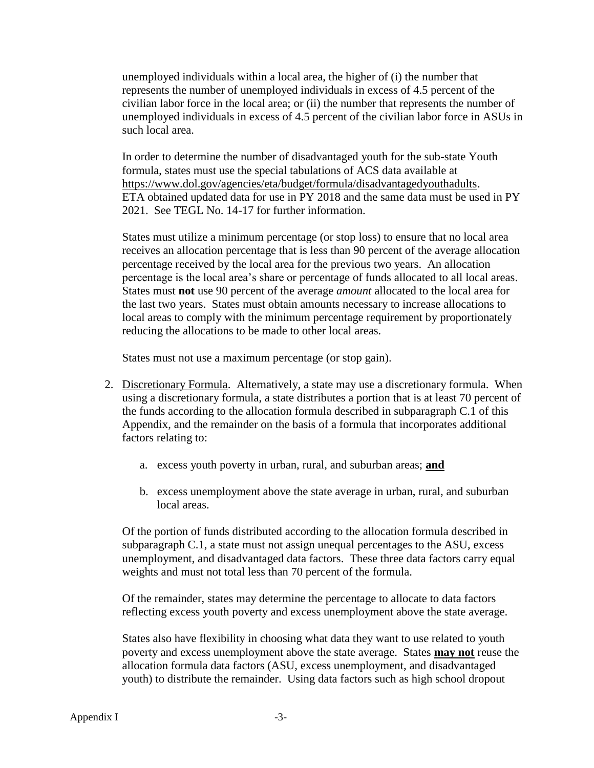unemployed individuals within a local area, the higher of (i) the number that represents the number of unemployed individuals in excess of 4.5 percent of the civilian labor force in the local area; or (ii) the number that represents the number of unemployed individuals in excess of 4.5 percent of the civilian labor force in ASUs in such local area.

In order to determine the number of disadvantaged youth for the sub-state Youth formula, states must use the special tabulations of ACS data available at https://www.dol.gov/agencies/eta/budget/formula/disadvantagedyouthadults. ETA obtained updated data for use in PY 2018 and the same data must be used in PY 2021. See TEGL No. 14-17 for further information.

States must utilize a minimum percentage (or stop loss) to ensure that no local area receives an allocation percentage that is less than 90 percent of the average allocation percentage received by the local area for the previous two years. An allocation percentage is the local area's share or percentage of funds allocated to all local areas. States must **not** use 90 percent of the average *amount* allocated to the local area for the last two years. States must obtain amounts necessary to increase allocations to local areas to comply with the minimum percentage requirement by proportionately reducing the allocations to be made to other local areas.

States must not use a maximum percentage (or stop gain).

2. Discretionary Formula. Alternatively, a state may use a discretionary formula. When using a discretionary formula, a state distributes a portion that is at least 70 percent of the funds according to the allocation formula described in subparagraph C.1 of this Appendix, and the remainder on the basis of a formula that incorporates additional factors relating to:

   a. excess youth poverty in urban, rural, and suburban areas; **and**

   b. excess unemployment above the state average in urban, rural, and suburban local areas.

   Of the portion of funds distributed according to the allocation formula described in subparagraph C.1, a state must not assign unequal percentages to the ASU, excess unemployment, and disadvantaged data factors. These three data factors carry equal weights and must not total less than 70 percent of the formula.

   Of the remainder, states may determine the percentage to allocate to data factors reflecting excess youth poverty and excess unemployment above the state average.

   States also have flexibility in choosing what data they want to use related to youth poverty and excess unemployment above the state average. States **may not** reuse the allocation formula data factors (ASU, excess unemployment, and disadvantaged youth) to distribute the remainder. Using data factors such as high school dropout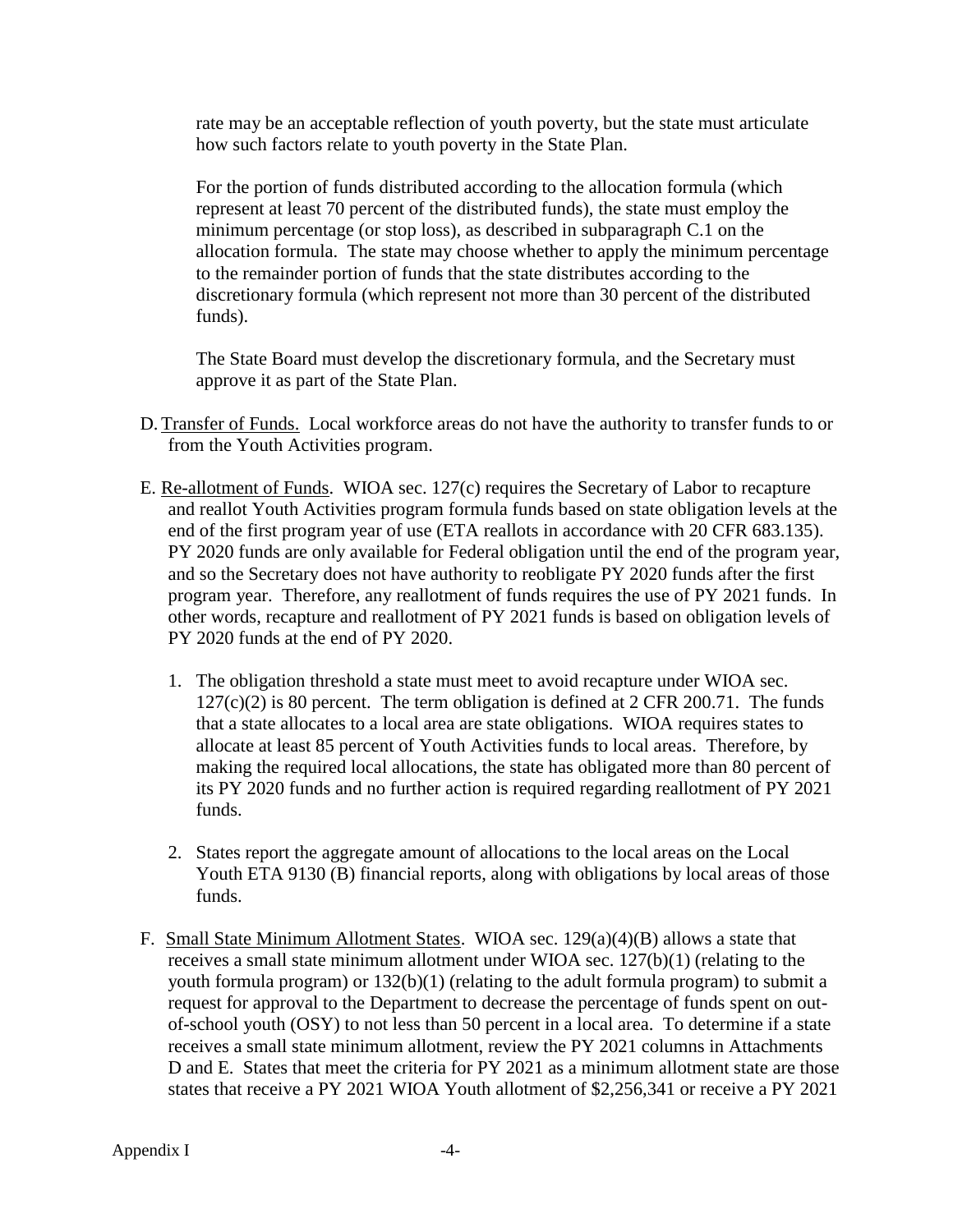rate may be an acceptable reflection of youth poverty, but the state must articulate how such factors relate to youth poverty in the State Plan.

For the portion of funds distributed according to the allocation formula (which represent at least 70 percent of the distributed funds), the state must employ the minimum percentage (or stop loss), as described in subparagraph C.1 on the allocation formula. The state may choose whether to apply the minimum percentage to the remainder portion of funds that the state distributes according to the discretionary formula (which represent not more than 30 percent of the distributed funds).

The State Board must develop the discretionary formula, and the Secretary must approve it as part of the State Plan.

D. Transfer of Funds. Local workforce areas do not have the authority to transfer funds to or from the Youth Activities program.

E. Re-allotment of Funds. WIOA sec. 127(c) requires the Secretary of Labor to recapture and reallot Youth Activities program formula funds based on state obligation levels at the end of the first program year of use (ETA reallots in accordance with 20 CFR 683.135). PY 2020 funds are only available for Federal obligation until the end of the program year, and so the Secretary does not have authority to reobligate PY 2020 funds after the first program year. Therefore, any reallotment of funds requires the use of PY 2021 funds. In other words, recapture and reallotment of PY 2021 funds is based on obligation levels of PY 2020 funds at the end of PY 2020.

   1. The obligation threshold a state must meet to avoid recapture under WIOA sec. 127(c)(2) is 80 percent. The term obligation is defined at 2 CFR 200.71. The funds that a state allocates to a local area are state obligations. WIOA requires states to allocate at least 85 percent of Youth Activities funds to local areas. Therefore, by making the required local allocations, the state has obligated more than 80 percent of its PY 2020 funds and no further action is required regarding reallotment of PY 2021 funds.

   2. States report the aggregate amount of allocations to the local areas on the Local Youth ETA 9130 (B) financial reports, along with obligations by local areas of those funds.

F. Small State Minimum Allotment States. WIOA sec. 129(a)(4)(B) allows a state that receives a small state minimum allotment under WIOA sec. 127(b)(1) (relating to the youth formula program) or 132(b)(1) (relating to the adult formula program) to submit a request for approval to the Department to decrease the percentage of funds spent on out-of-school youth (OSY) to not less than 50 percent in a local area. To determine if a state receives a small state minimum allotment, review the PY 2021 columns in Attachments D and E. States that meet the criteria for PY 2021 as a minimum allotment state are those states that receive a PY 2021 WIOA Youth allotment of $2,256,341 or receive a PY 2021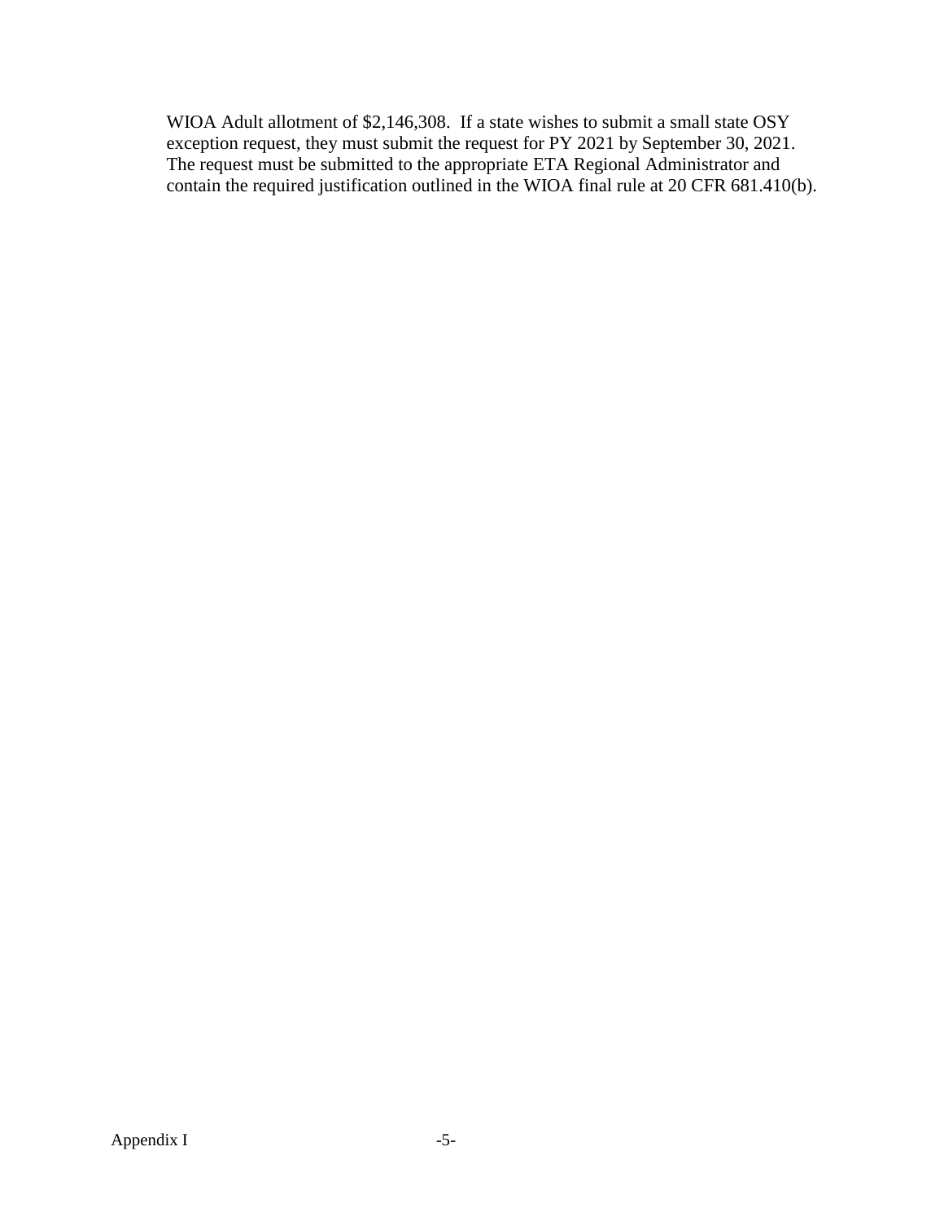WIOA Adult allotment of $2,146,308. If a state wishes to submit a small state OSY exception request, they must submit the request for PY 2021 by September 30, 2021. The request must be submitted to the appropriate ETA Regional Administrator and contain the required justification outlined in the WIOA final rule at 20 CFR 681.410(b).